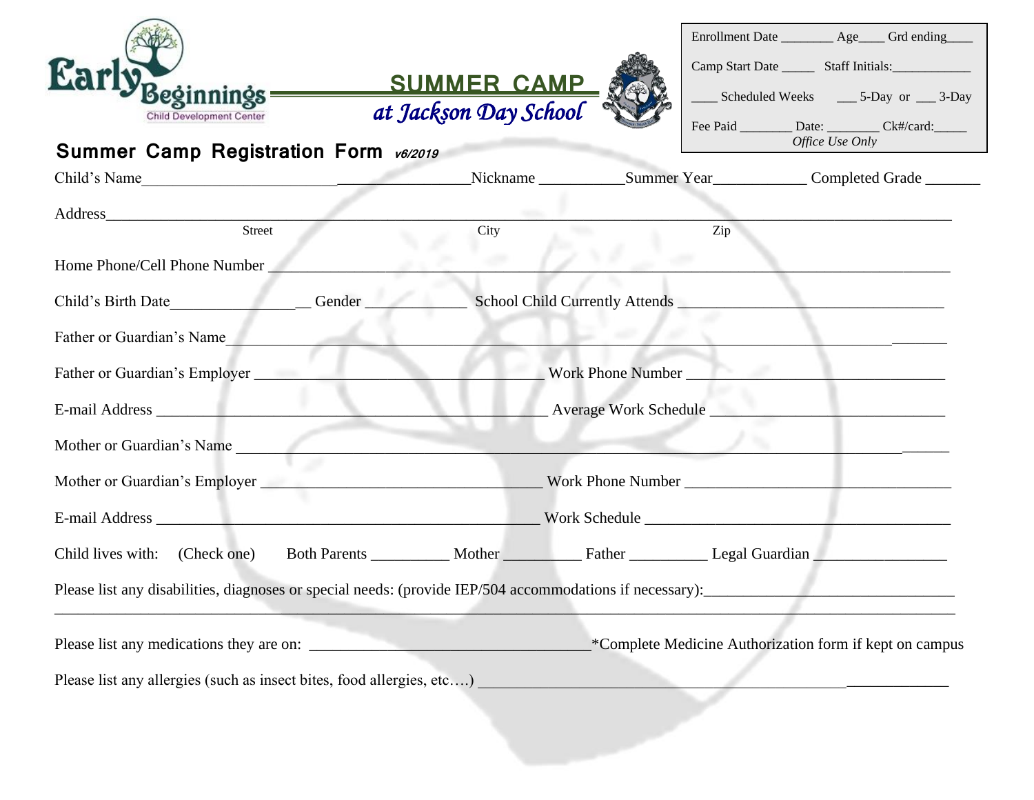Early Beginnings Child Development Center

**SUMMER CAMP**
*at Jackson Day School*

| Office Use Only | |
|---|---|
| Enrollment Date ________ Age____ Grd ending____ | |
| Camp Start Date _____ Staff Initials:____________ | |
| ____ Scheduled Weeks ___ 5-Day or ___ 3-Day | |
| Fee Paid ________ Date: ________ Ck#/card:_____ | |

## Summer Camp Registration Form *v6/2019*

Child's Name_________________________________________Nickname ___________Summer Year____________ Completed Grade _______

Address_____________________________________________________________________________________________________
Street City Zip

Home Phone/Cell Phone Number ________________________________________________________________________________

Child's Birth Date__________________ Gender _____________ School Child Currently Attends __________________________________

Father or Guardian's Name_____________________________________________________________________________________

Father or Guardian's Employer ___________________________________ Work Phone Number ________________________________

E-mail Address ________________________________________________ Average Work Schedule ______________________________

Mother or Guardian's Name ____________________________________________________________________________________

Mother or Guardian's Employer __________________________________ Work Phone Number _________________________________

E-mail Address _________________________________________________ Work Schedule ____________________________________

Child lives with: (Check one) Both Parents __________ Mother __________ Father __________ Legal Guardian _________________

Please list any disabilities, diagnoses or special needs: (provide IEP/504 accommodations if necessary):_______________________________
_____________________________________________________________________________________________________________

Please list any medications they are on: ____________________________________*Complete Medicine Authorization form if kept on campus

Please list any allergies (such as insect bites, food allergies, etc….) _______________________________________________________________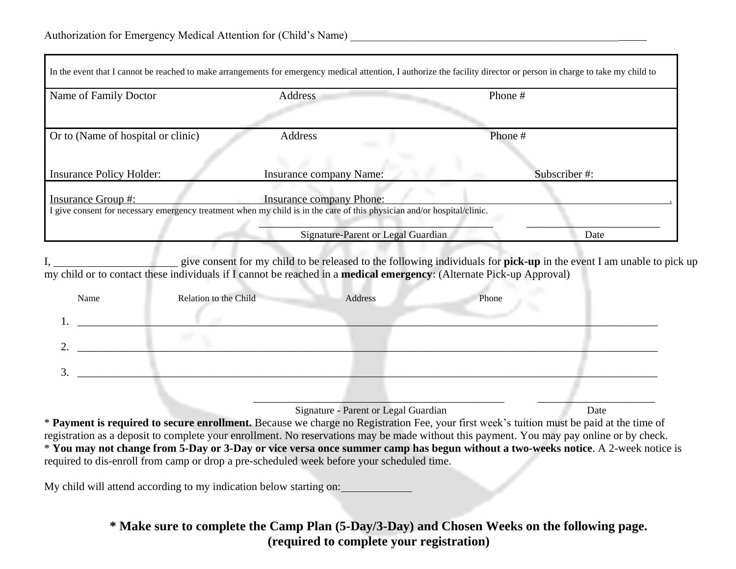Authorization for Emergency Medical Attention for (Child's Name) _______________________________________________________

| In the event that I cannot be reached to make arrangements for emergency medical attention, I authorize the facility director or person in charge to take my child to | | |
|---|---|---|
| Name of Family Doctor | Address | Phone # |
| Or to (Name of hospital or clinic) | Address | Phone # |
| Insurance Policy Holder: | Insurance company Name: | Subscriber #: |
| Insurance Group #: | Insurance company Phone: | |

I give consent for necessary emergency treatment when my child is in the care of this physician and/or hospital/clinic.

_______________________________________ Signature-Parent or Legal Guardian

______________________ Date

I, ______________________ give consent for my child to be released to the following individuals for **pick-up** in the event I am unable to pick up my child or to contact these individuals if I cannot be reached in a **medical emergency**: (Alternate Pick-up Approval)

| | Name | Relation to the Child | Address | Phone |
|---|---|---|---|---|
| 1. | | | | |
| 2. | | | | |
| 3. | | | | |

_______________________________________ Signature - Parent or Legal Guardian

______________________ Date

* **Payment is required to secure enrollment.** Because we charge no Registration Fee, your first week's tuition must be paid at the time of registration as a deposit to complete your enrollment. No reservations may be made without this payment. You may pay online or by check.
* **You may not change from 5-Day or 3-Day or vice versa once summer camp has begun without a two-weeks notice**. A 2-week notice is required to dis-enroll from camp or drop a pre-scheduled week before your scheduled time.

My child will attend according to my indication below starting on:____________

**\* Make sure to complete the Camp Plan (5-Day/3-Day) and Chosen Weeks on the following page. (required to complete your registration)**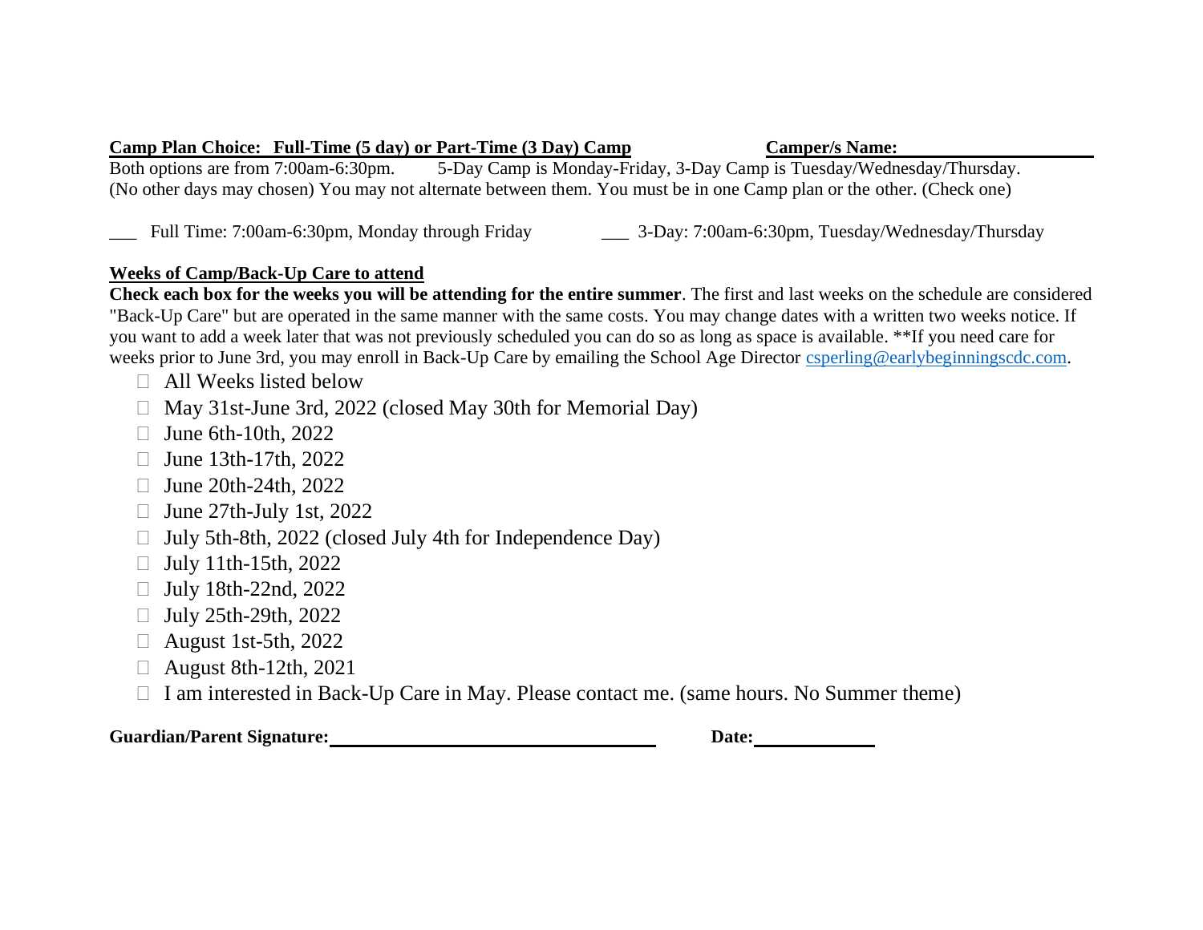**Camp Plan Choice: Full-Time (5 day) or Part-Time (3 Day) Camp** **Camper/s Name:** ____________________

Both options are from 7:00am-6:30pm. 5-Day Camp is Monday-Friday, 3-Day Camp is Tuesday/Wednesday/Thursday. (No other days may chosen) You may not alternate between them. You must be in one Camp plan or the other. (Check one)

___ Full Time: 7:00am-6:30pm, Monday through Friday ___ 3-Day: 7:00am-6:30pm, Tuesday/Wednesday/Thursday

**Weeks of Camp/Back-Up Care to attend**

**Check each box for the weeks you will be attending for the entire summer**. The first and last weeks on the schedule are considered "Back-Up Care" but are operated in the same manner with the same costs. You may change dates with a written two weeks notice. If you want to add a week later that was not previously scheduled you can do so as long as space is available. **If you need care for weeks prior to June 3rd, you may enroll in Back-Up Care by emailing the School Age Director csperling@earlybeginningscdc.com.

- ☐ All Weeks listed below
- ☐ May 31st-June 3rd, 2022 (closed May 30th for Memorial Day)
- ☐ June 6th-10th, 2022
- ☐ June 13th-17th, 2022
- ☐ June 20th-24th, 2022
- ☐ June 27th-July 1st, 2022
- ☐ July 5th-8th, 2022 (closed July 4th for Independence Day)
- ☐ July 11th-15th, 2022
- ☐ July 18th-22nd, 2022
- ☐ July 25th-29th, 2022
- ☐ August 1st-5th, 2022
- ☐ August 8th-12th, 2021
- ☐ I am interested in Back-Up Care in May. Please contact me. (same hours. No Summer theme)

**Guardian/Parent Signature:** ______________________________ **Date:** ____________